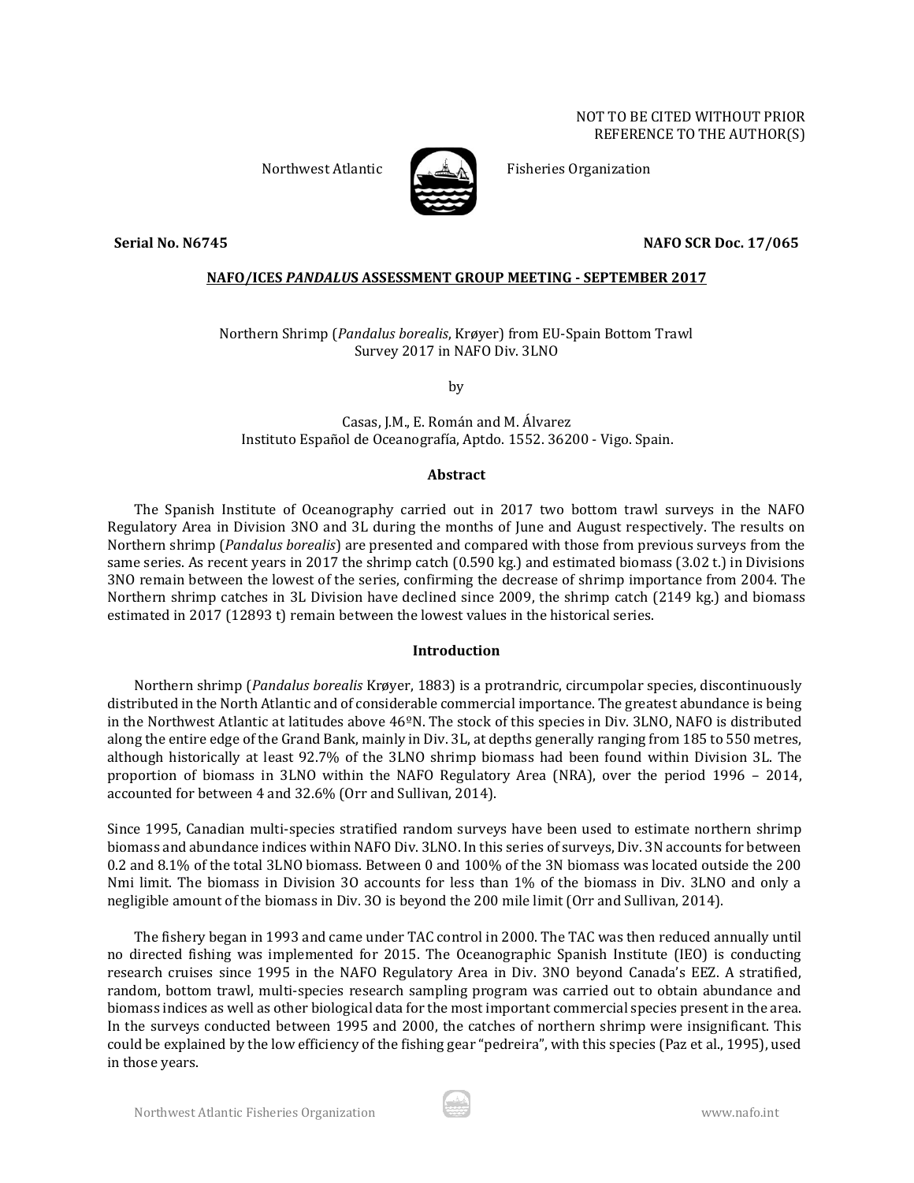NOT TO BE CITED WITHOUT PRIOR
REFERENCE TO THE AUTHOR(S)

Northwest Atlantic Fisheries Organization

**Serial No. N6745** **NAFO SCR Doc. 17/065**

**NAFO/ICES *PANDALUS* ASSESSMENT GROUP MEETING - SEPTEMBER 2017**

Northern Shrimp (*Pandalus borealis*, Krøyer) from EU-Spain Bottom Trawl Survey 2017 in NAFO Div. 3LNO

by

Casas, J.M., E. Román and M. Álvarez
Instituto Español de Oceanografía, Aptdo. 1552. 36200 - Vigo. Spain.

## Abstract

The Spanish Institute of Oceanography carried out in 2017 two bottom trawl surveys in the NAFO Regulatory Area in Division 3NO and 3L during the months of June and August respectively. The results on Northern shrimp (*Pandalus borealis*) are presented and compared with those from previous surveys from the same series. As recent years in 2017 the shrimp catch (0.590 kg.) and estimated biomass (3.02 t.) in Divisions 3NO remain between the lowest of the series, confirming the decrease of shrimp importance from 2004. The Northern shrimp catches in 3L Division have declined since 2009, the shrimp catch (2149 kg.) and biomass estimated in 2017 (12893 t) remain between the lowest values in the historical series.

## Introduction

Northern shrimp (*Pandalus borealis* Krøyer, 1883) is a protrandric, circumpolar species, discontinuously distributed in the North Atlantic and of considerable commercial importance. The greatest abundance is being in the Northwest Atlantic at latitudes above 46ºN. The stock of this species in Div. 3LNO, NAFO is distributed along the entire edge of the Grand Bank, mainly in Div. 3L, at depths generally ranging from 185 to 550 metres, although historically at least 92.7% of the 3LNO shrimp biomass had been found within Division 3L. The proportion of biomass in 3LNO within the NAFO Regulatory Area (NRA), over the period 1996 – 2014, accounted for between 4 and 32.6% (Orr and Sullivan, 2014).

Since 1995, Canadian multi-species stratified random surveys have been used to estimate northern shrimp biomass and abundance indices within NAFO Div. 3LNO. In this series of surveys, Div. 3N accounts for between 0.2 and 8.1% of the total 3LNO biomass. Between 0 and 100% of the 3N biomass was located outside the 200 Nmi limit. The biomass in Division 3O accounts for less than 1% of the biomass in Div. 3LNO and only a negligible amount of the biomass in Div. 3O is beyond the 200 mile limit (Orr and Sullivan, 2014).

The fishery began in 1993 and came under TAC control in 2000. The TAC was then reduced annually until no directed fishing was implemented for 2015. The Oceanographic Spanish Institute (IEO) is conducting research cruises since 1995 in the NAFO Regulatory Area in Div. 3NO beyond Canada's EEZ. A stratified, random, bottom trawl, multi-species research sampling program was carried out to obtain abundance and biomass indices as well as other biological data for the most important commercial species present in the area. In the surveys conducted between 1995 and 2000, the catches of northern shrimp were insignificant. This could be explained by the low efficiency of the fishing gear "pedreira", with this species (Paz et al., 1995), used in those years.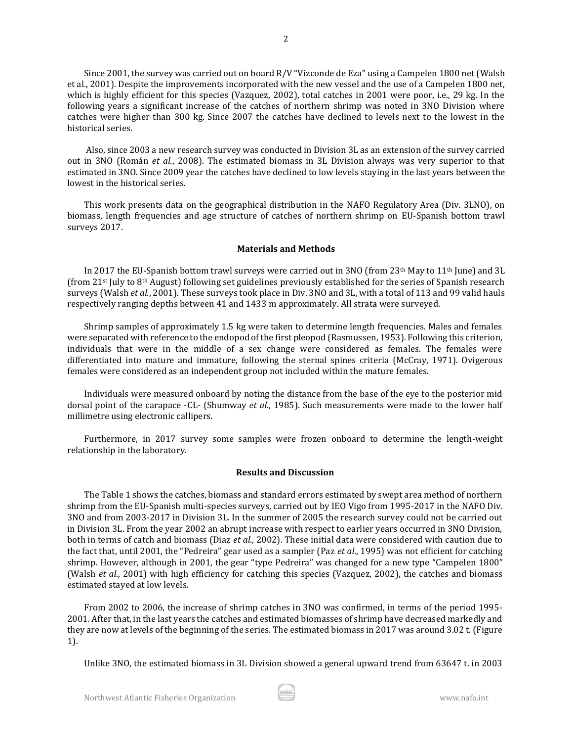Since 2001, the survey was carried out on board R/V "Vizconde de Eza" using a Campelen 1800 net (Walsh et al., 2001). Despite the improvements incorporated with the new vessel and the use of a Campelen 1800 net, which is highly efficient for this species (Vazquez, 2002), total catches in 2001 were poor, i.e., 29 kg. In the following years a significant increase of the catches of northern shrimp was noted in 3NO Division where catches were higher than 300 kg. Since 2007 the catches have declined to levels next to the lowest in the historical series.

Also, since 2003 a new research survey was conducted in Division 3L as an extension of the survey carried out in 3NO (Román *et al.*, 2008). The estimated biomass in 3L Division always was very superior to that estimated in 3NO. Since 2009 year the catches have declined to low levels staying in the last years between the lowest in the historical series.

This work presents data on the geographical distribution in the NAFO Regulatory Area (Div. 3LNO), on biomass, length frequencies and age structure of catches of northern shrimp on EU-Spanish bottom trawl surveys 2017.

## Materials and Methods

In 2017 the EU-Spanish bottom trawl surveys were carried out in 3NO (from 23th May to 11th June) and 3L (from 21st July to 8th August) following set guidelines previously established for the series of Spanish research surveys (Walsh *et al.*, 2001). These surveys took place in Div. 3NO and 3L, with a total of 113 and 99 valid hauls respectively ranging depths between 41 and 1433 m approximately. All strata were surveyed.

Shrimp samples of approximately 1.5 kg were taken to determine length frequencies. Males and females were separated with reference to the endopod of the first pleopod (Rasmussen, 1953). Following this criterion, individuals that were in the middle of a sex change were considered as females. The females were differentiated into mature and immature, following the sternal spines criteria (McCray, 1971). Ovigerous females were considered as an independent group not included within the mature females.

Individuals were measured onboard by noting the distance from the base of the eye to the posterior mid dorsal point of the carapace -CL- (Shumway *et al.*, 1985). Such measurements were made to the lower half millimetre using electronic callipers.

Furthermore, in 2017 survey some samples were frozen onboard to determine the length-weight relationship in the laboratory.

## Results and Discussion

The Table 1 shows the catches, biomass and standard errors estimated by swept area method of northern shrimp from the EU-Spanish multi-species surveys, carried out by IEO Vigo from 1995-2017 in the NAFO Div. 3NO and from 2003-2017 in Division 3L. In the summer of 2005 the research survey could not be carried out in Division 3L. From the year 2002 an abrupt increase with respect to earlier years occurred in 3NO Division, both in terms of catch and biomass (Diaz *et al.*, 2002). These initial data were considered with caution due to the fact that, until 2001, the "Pedreira" gear used as a sampler (Paz *et al.*, 1995) was not efficient for catching shrimp. However, although in 2001, the gear "type Pedreira" was changed for a new type "Campelen 1800" (Walsh *et al.*, 2001) with high efficiency for catching this species (Vazquez, 2002), the catches and biomass estimated stayed at low levels.

From 2002 to 2006, the increase of shrimp catches in 3NO was confirmed, in terms of the period 1995-2001. After that, in the last years the catches and estimated biomasses of shrimp have decreased markedly and they are now at levels of the beginning of the series. The estimated biomass in 2017 was around 3.02 t. (Figure 1).

Unlike 3NO, the estimated biomass in 3L Division showed a general upward trend from 63647 t. in 2003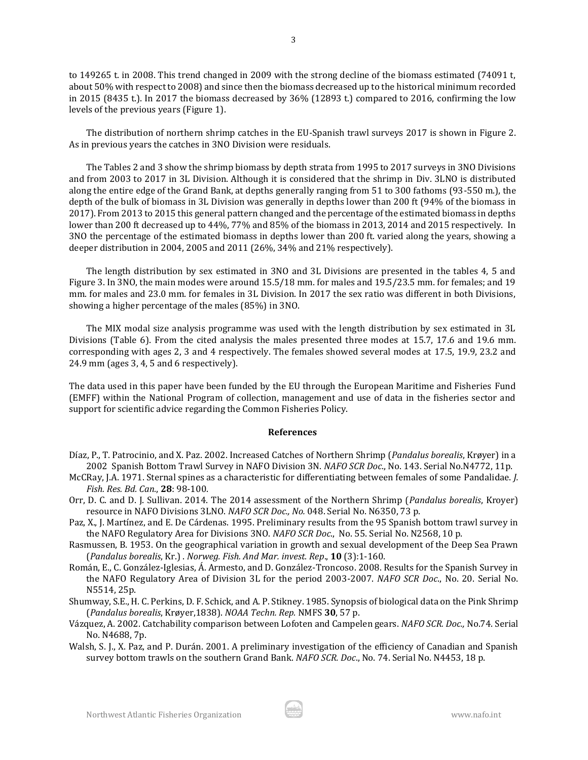to 149265 t. in 2008. This trend changed in 2009 with the strong decline of the biomass estimated (74091 t, about 50% with respect to 2008) and since then the biomass decreased up to the historical minimum recorded in 2015 (8435 t.). In 2017 the biomass decreased by 36% (12893 t.) compared to 2016, confirming the low levels of the previous years (Figure 1).

The distribution of northern shrimp catches in the EU-Spanish trawl surveys 2017 is shown in Figure 2. As in previous years the catches in 3NO Division were residuals.

The Tables 2 and 3 show the shrimp biomass by depth strata from 1995 to 2017 surveys in 3NO Divisions and from 2003 to 2017 in 3L Division. Although it is considered that the shrimp in Div. 3LNO is distributed along the entire edge of the Grand Bank, at depths generally ranging from 51 to 300 fathoms (93-550 m.), the depth of the bulk of biomass in 3L Division was generally in depths lower than 200 ft (94% of the biomass in 2017). From 2013 to 2015 this general pattern changed and the percentage of the estimated biomass in depths lower than 200 ft decreased up to 44%, 77% and 85% of the biomass in 2013, 2014 and 2015 respectively. In 3NO the percentage of the estimated biomass in depths lower than 200 ft. varied along the years, showing a deeper distribution in 2004, 2005 and 2011 (26%, 34% and 21% respectively).

The length distribution by sex estimated in 3NO and 3L Divisions are presented in the tables 4, 5 and Figure 3. In 3NO, the main modes were around 15.5/18 mm. for males and 19.5/23.5 mm. for females; and 19 mm. for males and 23.0 mm. for females in 3L Division. In 2017 the sex ratio was different in both Divisions, showing a higher percentage of the males (85%) in 3NO.

The MIX modal size analysis programme was used with the length distribution by sex estimated in 3L Divisions (Table 6). From the cited analysis the males presented three modes at 15.7, 17.6 and 19.6 mm. corresponding with ages 2, 3 and 4 respectively. The females showed several modes at 17.5, 19.9, 23.2 and 24.9 mm (ages 3, 4, 5 and 6 respectively).

The data used in this paper have been funded by the EU through the European Maritime and Fisheries Fund (EMFF) within the National Program of collection, management and use of data in the fisheries sector and support for scientific advice regarding the Common Fisheries Policy.

## References

Díaz, P., T. Patrocinio, and X. Paz. 2002. Increased Catches of Northern Shrimp (*Pandalus borealis*, Krøyer) in a 2002 Spanish Bottom Trawl Survey in NAFO Division 3N. *NAFO SCR Doc*., No. 143. Serial No.N4772, 11p.

McCRay, J.A. 1971. Sternal spines as a characteristic for differentiating between females of some Pandalidae. *J. Fish. Res. Bd. Can.*, **28**: 98-100.

Orr, D. C. and D. J. Sullivan. 2014. The 2014 assessment of the Northern Shrimp (*Pandalus borealis*, Kroyer) resource in NAFO Divisions 3LNO. *NAFO SCR Doc., No.* 048. Serial No. N6350, 73 p.

Paz, X., J. Martínez, and E. De Cárdenas. 1995. Preliminary results from the 95 Spanish bottom trawl survey in the NAFO Regulatory Area for Divisions 3NO. *NAFO SCR Doc*., No. 55. Serial No. N2568, 10 p.

Rasmussen, B. 1953. On the geographical variation in growth and sexual development of the Deep Sea Prawn (*Pandalus borealis*, Kr.) . *Norweg. Fish. And Mar. invest. Rep*., **10** (3):1-160.

Román, E., C. González-Iglesias, Á. Armesto, and D. González-Troncoso. 2008. Results for the Spanish Survey in the NAFO Regulatory Area of Division 3L for the period 2003-2007. *NAFO SCR Doc*., No. 20. Serial No. N5514, 25p.

Shumway, S.E., H. C. Perkins, D. F. Schick, and A. P. Stikney. 1985. Synopsis of biological data on the Pink Shrimp (*Pandalus borealis*, Krøyer,1838). *NOAA Techn. Rep.* NMFS **30**, 57 p.

Vázquez, A. 2002. Catchability comparison between Lofoten and Campelen gears. *NAFO SCR. Doc.,* No.74. Serial No. N4688, 7p.

Walsh, S. J., X. Paz, and P. Durán. 2001. A preliminary investigation of the efficiency of Canadian and Spanish survey bottom trawls on the southern Grand Bank. *NAFO SCR. Doc*., No. 74. Serial No. N4453, 18 p.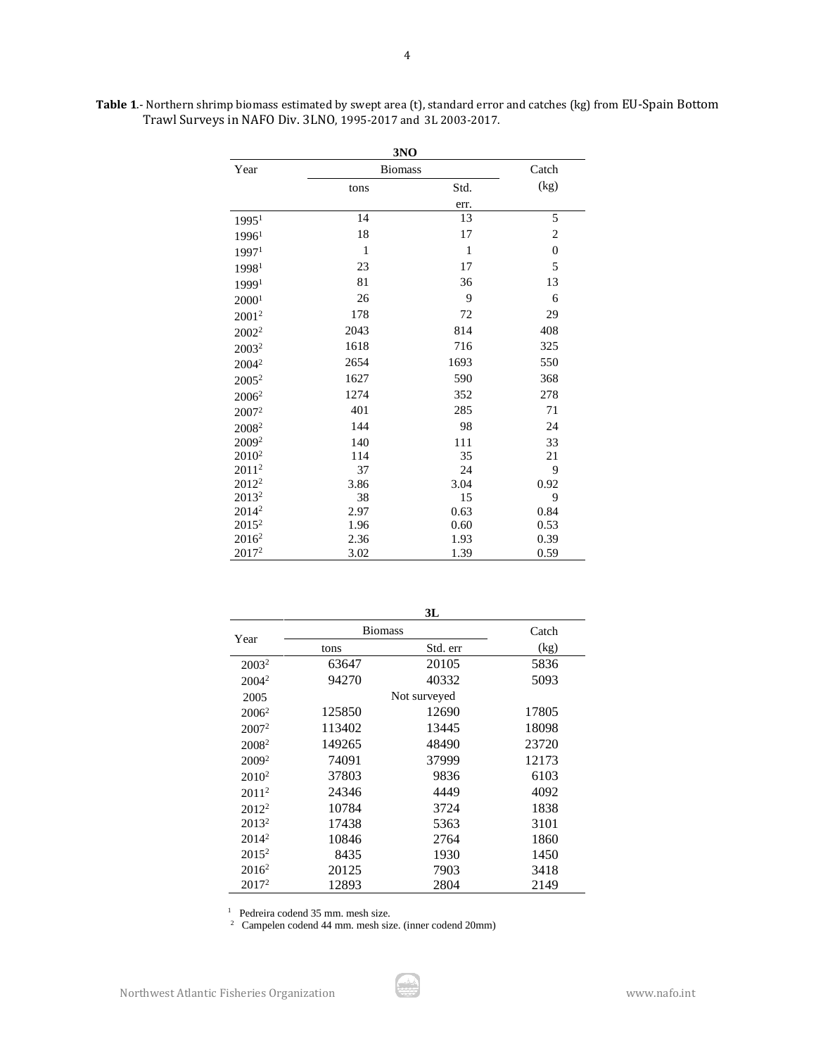**Table 1**.- Northern shrimp biomass estimated by swept area (t), standard error and catches (kg) from EU-Spain Bottom Trawl Surveys in NAFO Div. 3LNO, 1995-2017 and 3L 2003-2017.

| 3NO | | | |
|---|---|---|---|
| Year | Biomass | | Catch |
| | tons | Std. err. | (kg) |
| 1995[1] | 14 | 13 | 5 |
| 1996[1] | 18 | 17 | 2 |
| 1997[1] | 1 | 1 | 0 |
| 1998[1] | 23 | 17 | 5 |
| 1999[1] | 81 | 36 | 13 |
| 2000[1] | 26 | 9 | 6 |
| 2001[2] | 178 | 72 | 29 |
| 2002[2] | 2043 | 814 | 408 |
| 2003[2] | 1618 | 716 | 325 |
| 2004[2] | 2654 | 1693 | 550 |
| 2005[2] | 1627 | 590 | 368 |
| 2006[2] | 1274 | 352 | 278 |
| 2007[2] | 401 | 285 | 71 |
| 2008[2] | 144 | 98 | 24 |
| 2009[2] | 140 | 111 | 33 |
| 2010[2] | 114 | 35 | 21 |
| 2011[2] | 37 | 24 | 9 |
| 2012[2] | 3.86 | 3.04 | 0.92 |
| 2013[2] | 38 | 15 | 9 |
| 2014[2] | 2.97 | 0.63 | 0.84 |
| 2015[2] | 1.96 | 0.60 | 0.53 |
| 2016[2] | 2.36 | 1.93 | 0.39 |
| 2017[2] | 3.02 | 1.39 | 0.59 |

| 3L | | | |
|---|---|---|---|
| Year | Biomass | | Catch |
| | tons | Std. err | (kg) |
| 2003[2] | 63647 | 20105 | 5836 |
| 2004[2] | 94270 | 40332 | 5093 |
| 2005 | Not surveyed | | |
| 2006[2] | 125850 | 12690 | 17805 |
| 2007[2] | 113402 | 13445 | 18098 |
| 2008[2] | 149265 | 48490 | 23720 |
| 2009[2] | 74091 | 37999 | 12173 |
| 2010[2] | 37803 | 9836 | 6103 |
| 2011[2] | 24346 | 4449 | 4092 |
| 2012[2] | 10784 | 3724 | 1838 |
| 2013[2] | 17438 | 5363 | 3101 |
| 2014[2] | 10846 | 2764 | 1860 |
| 2015[2] | 8435 | 1930 | 1450 |
| 2016[2] | 20125 | 7903 | 3418 |
| 2017[2] | 12893 | 2804 | 2149 |

[1] Pedreira codend 35 mm. mesh size.
[2] Campelen codend 44 mm. mesh size. (inner codend 20mm)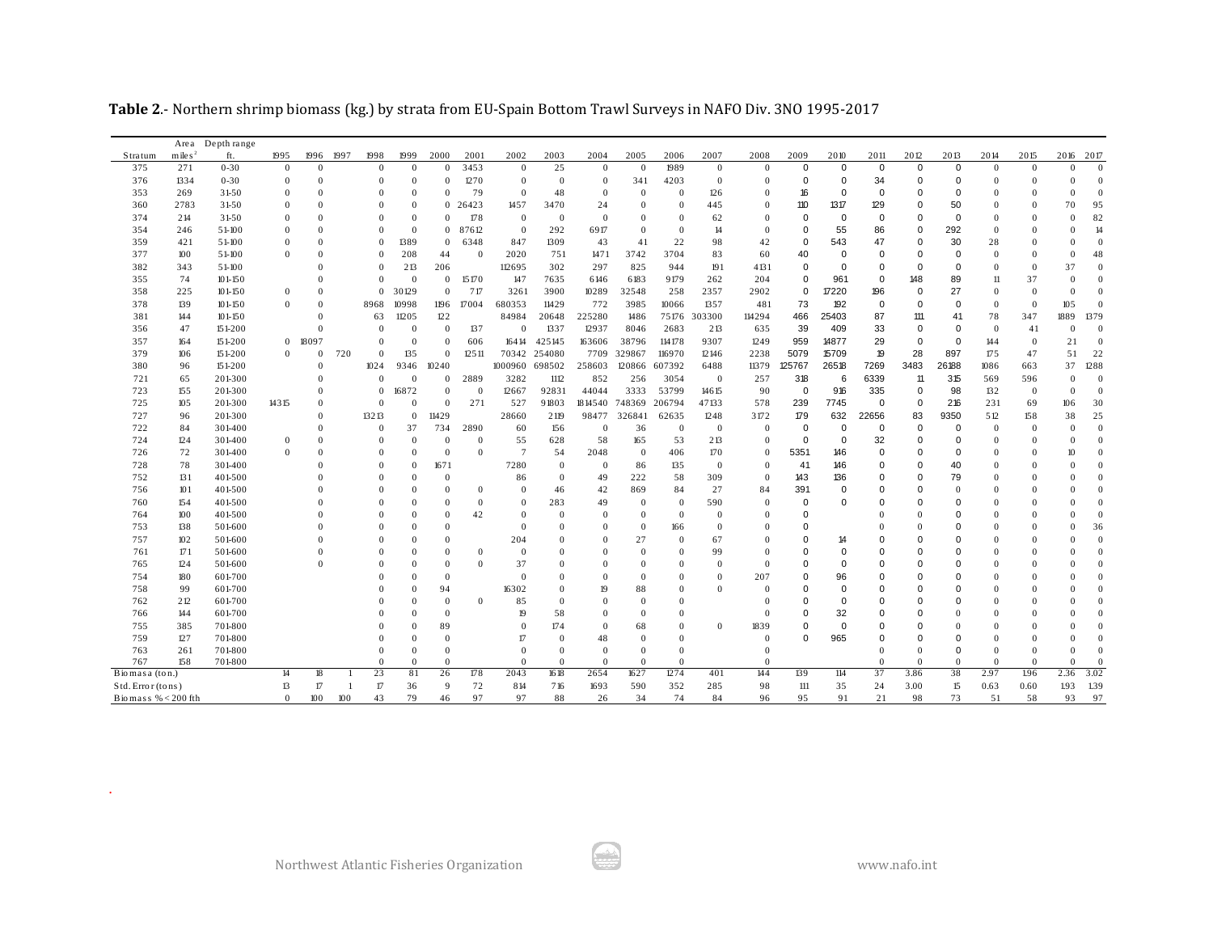**Table 2**.- Northern shrimp biomass (kg.) by strata from EU-Spain Bottom Trawl Surveys in NAFO Div. 3NO 1995-2017

| Stratum | Area miles[2] | Depth range ft. | 1995 | 1996 | 1997 | 1998 | 1999 | 2000 | 2001 | 2002 | 2003 | 2004 | 2005 | 2006 | 2007 | 2008 | 2009 | 2010 | 2011 | 2012 | 2013 | 2014 | 2015 | 2016 | 2017 |
|---|---|---|---|---|---|---|---|---|---|---|---|---|---|---|---|---|---|---|---|---|---|---|---|---|---|
| 375 | 271 | 0-30 | 0 | 0 | | 0 | 0 | 0 | 3453 | 0 | 25 | 0 | 0 | 1989 | 0 | 0 | 0 | 0 | 0 | 0 | 0 | 0 | 0 | 0 | 0 |
| 376 | 1334 | 0-30 | 0 | 0 | | 0 | 0 | 0 | 1270 | 0 | 0 | 0 | 341 | 4203 | 0 | 0 | 0 | 0 | 34 | 0 | 0 | 0 | 0 | 0 | 0 |
| 353 | 269 | 31-50 | 0 | 0 | | 0 | 0 | 0 | 79 | 0 | 48 | 0 | 0 | 0 | 126 | 0 | 16 | 0 | 0 | 0 | 0 | 0 | 0 | 0 | 0 |
| 360 | 2783 | 31-50 | 0 | 0 | | 0 | 0 | 0 | 26423 | 1457 | 3470 | 24 | 0 | 0 | 445 | 0 | 110 | 1317 | 129 | 0 | 50 | 0 | 0 | 70 | 95 |
| 374 | 214 | 31-50 | 0 | 0 | | 0 | 0 | 0 | 178 | 0 | 0 | 0 | 0 | 0 | 62 | 0 | 0 | 0 | 0 | 0 | 0 | 0 | 0 | 0 | 82 |
| 354 | 246 | 51-100 | 0 | 0 | | 0 | 0 | 0 | 87612 | 0 | 292 | 6917 | 0 | 0 | 14 | 0 | 0 | 55 | 86 | 0 | 292 | 0 | 0 | 0 | 14 |
| 359 | 421 | 51-100 | 0 | 0 | | 0 | 1389 | 0 | 6348 | 847 | 1309 | 43 | 41 | 22 | 98 | 42 | 0 | 543 | 47 | 0 | 30 | 28 | 0 | 0 | 0 |
| 377 | 100 | 51-100 | 0 | 0 | | 0 | 208 | 44 | 0 | 2020 | 751 | 1471 | 3742 | 3704 | 83 | 60 | 40 | 0 | 0 | 0 | 0 | 0 | 0 | 0 | 48 |
| 382 | 343 | 51-100 | | 0 | | 0 | 213 | 206 | | 112695 | 302 | 297 | 825 | 944 | 191 | 4131 | 0 | 0 | 0 | 0 | 0 | 0 | 0 | 37 | 0 |
| 355 | 74 | 101-150 | | 0 | | 0 | 0 | 0 | 15170 | 147 | 7635 | 6146 | 6183 | 9179 | 262 | 204 | 0 | 961 | 0 | 148 | 89 | 11 | 37 | 0 | 0 |
| 358 | 225 | 101-150 | 0 | 0 | | 0 | 30129 | 0 | 717 | 3261 | 3900 | 10289 | 32548 | 258 | 2357 | 2902 | 0 | 17220 | 196 | 0 | 27 | 0 | 0 | 0 | 0 |
| 378 | 139 | 101-150 | 0 | 0 | | 8968 | 10998 | 1196 | 17004 | 680353 | 11429 | 772 | 3985 | 10066 | 1357 | 481 | 73 | 192 | 0 | 0 | 0 | 0 | 0 | 105 | 0 |
| 381 | 144 | 101-150 | | 0 | | 63 | 11205 | 122 | | 84984 | 20648 | 225280 | 1486 | 75176 | 303300 | 114294 | 466 | 25403 | 87 | 111 | 41 | 78 | 347 | 1889 | 1379 |
| 356 | 47 | 151-200 | | 0 | | 0 | 0 | 0 | 137 | 0 | 1337 | 12937 | 8046 | 2683 | 213 | 635 | 39 | 409 | 33 | 0 | 0 | 0 | 41 | 0 | 0 |
| 357 | 164 | 151-200 | 0 | 18097 | | 0 | 0 | 0 | 606 | 16414 | 425145 | 163606 | 38796 | 114178 | 9307 | 1249 | 959 | 14877 | 29 | 0 | 0 | 144 | 0 | 21 | 0 |
| 379 | 106 | 151-200 | 0 | 0 | 720 | 0 | 135 | 0 | 12511 | 70342 | 254080 | 7709 | 329867 | 116970 | 12146 | 2238 | 5079 | 15709 | 19 | 28 | 897 | 175 | 47 | 51 | 22 |
| 380 | 96 | 151-200 | | 0 | | 1024 | 9346 | 10240 | | 1000960 | 698502 | 258603 | 120866 | 607392 | 6488 | 11379 | 125767 | 26518 | 7269 | 3483 | 26188 | 1086 | 663 | 37 | 1288 |
| 721 | 65 | 201-300 | | 0 | | 0 | 0 | 0 | 2889 | 3282 | 1112 | 852 | 256 | 3054 | 0 | 257 | 318 | 6 | 6339 | 11 | 315 | 569 | 596 | 0 | 0 |
| 723 | 155 | 201-300 | | 0 | | 0 | 16872 | 0 | 0 | 12667 | 92831 | 44044 | 3333 | 53799 | 14615 | 90 | 0 | 916 | 335 | 0 | 98 | 132 | 0 | 0 | 0 |
| 725 | 105 | 201-300 | 14315 | 0 | | 0 | 0 | 0 | 271 | 527 | 91803 | 1814540 | 748369 | 206794 | 47133 | 578 | 239 | 7745 | 0 | 0 | 216 | 231 | 69 | 106 | 30 |
| 727 | 96 | 201-300 | | 0 | | 13213 | 0 | 11429 | | 28660 | 2119 | 98477 | 326841 | 62635 | 1248 | 3172 | 179 | 632 | 22656 | 83 | 9350 | 512 | 158 | 38 | 25 |
| 722 | 84 | 301-400 | | 0 | | 0 | 37 | 734 | 2890 | 60 | 156 | 0 | 36 | 0 | 0 | 0 | 0 | 0 | 0 | 0 | 0 | 0 | 0 | 0 | 0 |
| 724 | 124 | 301-400 | 0 | 0 | | 0 | 0 | 0 | 0 | 55 | 628 | 58 | 165 | 53 | 213 | 0 | 0 | 0 | 32 | 0 | 0 | 0 | 0 | 0 | 0 |
| 726 | 72 | 301-400 | 0 | 0 | | 0 | 0 | 0 | 0 | 7 | 54 | 2048 | 0 | 406 | 170 | 0 | 5351 | 146 | 0 | 0 | 0 | 0 | 0 | 10 | 0 |
| 728 | 78 | 301-400 | | 0 | | 0 | 0 | 1671 | | 7280 | 0 | 0 | 86 | 135 | 0 | 0 | 41 | 146 | 0 | 0 | 40 | 0 | 0 | 0 | 0 |
| 752 | 131 | 401-500 | | 0 | | 0 | 0 | 0 | | 86 | 0 | 49 | 222 | 58 | 309 | 0 | 143 | 136 | 0 | 0 | 79 | 0 | 0 | 0 | 0 |
| 756 | 101 | 401-500 | | 0 | | 0 | 0 | 0 | 0 | 0 | 46 | 42 | 869 | 84 | 27 | 84 | 391 | 0 | 0 | 0 | 0 | 0 | 0 | 0 | 0 |
| 760 | 154 | 401-500 | | 0 | | 0 | 0 | 0 | 0 | 0 | 283 | 49 | 0 | 0 | 590 | 0 | 0 | 0 | 0 | 0 | 0 | 0 | 0 | 0 | 0 |
| 764 | 100 | 401-500 | | 0 | | 0 | 0 | 0 | 42 | 0 | 0 | 0 | 0 | 0 | 0 | 0 | 0 | | 0 | 0 | 0 | 0 | 0 | 0 | 0 |
| 753 | 138 | 501-600 | | 0 | | 0 | 0 | 0 | | 0 | 0 | 0 | 0 | 166 | 0 | 0 | 0 | | 0 | 0 | 0 | 0 | 0 | 0 | 36 |
| 757 | 102 | 501-600 | | 0 | | 0 | 0 | 0 | | 204 | 0 | 0 | 27 | 0 | 67 | 0 | 0 | 14 | 0 | 0 | 0 | 0 | 0 | 0 | 0 |
| 761 | 171 | 501-600 | | 0 | | 0 | 0 | 0 | 0 | 0 | 0 | 0 | 0 | 0 | 99 | 0 | 0 | 0 | 0 | 0 | 0 | 0 | 0 | 0 | 0 |
| 765 | 124 | 501-600 | | 0 | | 0 | 0 | 0 | 0 | 37 | 0 | 0 | 0 | 0 | 0 | 0 | 0 | 0 | 0 | 0 | 0 | 0 | 0 | 0 | 0 |
| 754 | 180 | 601-700 | | | | 0 | 0 | 0 | | 0 | 0 | 0 | 0 | 0 | 0 | 207 | 0 | 96 | 0 | 0 | 0 | 0 | 0 | 0 | 0 |
| 758 | 99 | 601-700 | | | | 0 | 0 | 94 | | 16302 | 0 | 19 | 88 | 0 | 0 | 0 | 0 | 0 | 0 | 0 | 0 | 0 | 0 | 0 | 0 |
| 762 | 212 | 601-700 | | | | 0 | 0 | 0 | 0 | 85 | 0 | 0 | 0 | 0 | | 0 | 0 | 0 | 0 | 0 | 0 | 0 | 0 | 0 | 0 |
| 766 | 144 | 601-700 | | | | 0 | 0 | 0 | | 19 | 58 | 0 | 0 | 0 | | 0 | 0 | 32 | 0 | 0 | 0 | 0 | 0 | 0 | 0 |
| 755 | 385 | 701-800 | | | | 0 | 0 | 89 | | 0 | 174 | 0 | 68 | 0 | 0 | 1839 | 0 | 0 | 0 | 0 | 0 | 0 | 0 | 0 | 0 |
| 759 | 127 | 701-800 | | | | 0 | 0 | 0 | | 17 | 0 | 48 | 0 | 0 | | 0 | 0 | 965 | 0 | 0 | 0 | 0 | 0 | 0 | 0 |
| 763 | 261 | 701-800 | | | | 0 | 0 | 0 | | 0 | 0 | 0 | 0 | 0 | | 0 | | | 0 | 0 | 0 | 0 | 0 | 0 | 0 |
| 767 | 158 | 701-800 | | | | 0 | 0 | 0 | | 0 | 0 | 0 | 0 | 0 | | 0 | | | 0 | 0 | 0 | 0 | 0 | 0 | 0 |
| Biomasa (ton.) | | | 14 | 18 | 1 | 23 | 81 | 26 | 178 | 2043 | 1618 | 2654 | 1627 | 1274 | 401 | 144 | 139 | 114 | 37 | 3.86 | 38 | 2.97 | 1.96 | 2.36 | 3.02 |
| Std. Error (tons) | | | 13 | 17 | 1 | 17 | 36 | 9 | 72 | 814 | 716 | 1693 | 590 | 352 | 285 | 98 | 111 | 35 | 24 | 3.00 | 15 | 0.63 | 0.60 | 1.93 | 1.39 |
| Biomass % < 200 fth | | | 0 | 100 | 100 | 43 | 79 | 46 | 97 | 97 | 88 | 26 | 34 | 74 | 84 | 96 | 95 | 91 | 21 | 98 | 73 | 51 | 58 | 93 | 97 |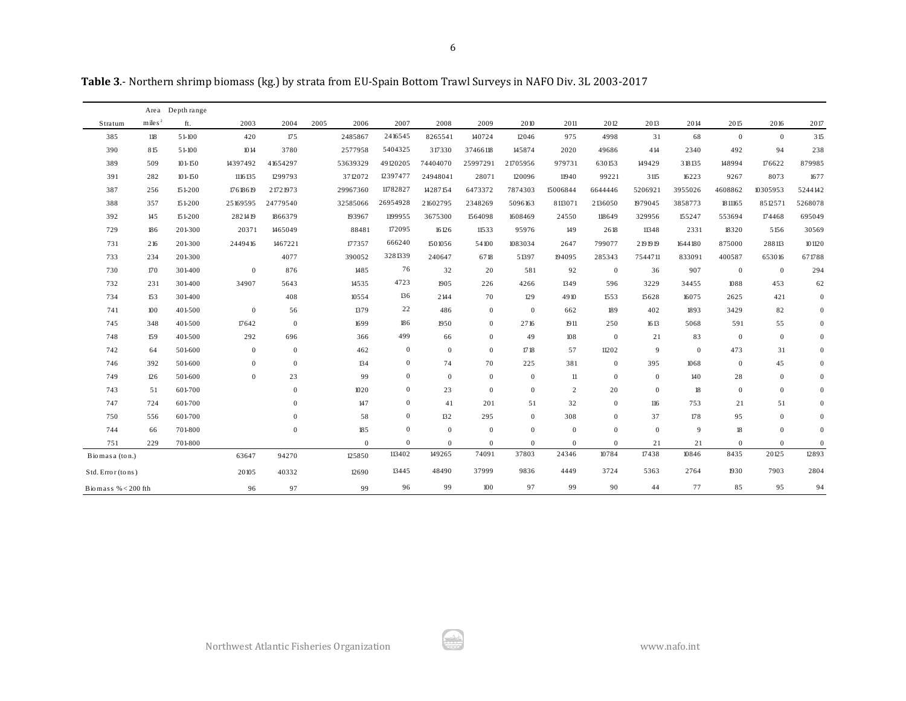**Table 3**.- Northern shrimp biomass (kg.) by strata from EU-Spain Bottom Trawl Surveys in NAFO Div. 3L 2003-2017

| Stratum | Area miles² | Depth range ft. | 2003 | 2004 | 2005 | 2006 | 2007 | 2008 | 2009 | 2010 | 2011 | 2012 | 2013 | 2014 | 2015 | 2016 | 2017 |
|---|---|---|---|---|---|---|---|---|---|---|---|---|---|---|---|---|---|
| 385 | 118 | 51-100 | 420 | 175 | | 2485867 | 2416545 | 8265541 | 140724 | 12046 | 975 | 4998 | 31 | 68 | 0 | 0 | 315 |
| 390 | 815 | 51-100 | 1014 | 3780 | | 2577958 | 5404325 | 317330 | 37466118 | 145874 | 2020 | 49686 | 414 | 2340 | 492 | 94 | 238 |
| 389 | 509 | 101-150 | 14397492 | 41654297 | | 53639329 | 49120205 | 74404070 | 25997291 | 21705956 | 979731 | 630153 | 149429 | 318135 | 148994 | 176622 | 879985 |
| 391 | 282 | 101-150 | 1116135 | 1299793 | | 3712072 | 12397477 | 24948041 | 28071 | 120096 | 11940 | 99221 | 3115 | 16223 | 9267 | 8073 | 1677 |
| 387 | 256 | 151-200 | 17618619 | 21721973 | | 29967360 | 11782827 | 14287154 | 6473372 | 7874303 | 15006844 | 6644446 | 5206921 | 3955026 | 4608862 | 10305953 | 5244142 |
| 388 | 357 | 151-200 | 25169595 | 24779540 | | 32585066 | 26954928 | 21602795 | 2348269 | 5096163 | 8113071 | 2136050 | 1979045 | 3858773 | 1811165 | 8512571 | 5268078 |
| 392 | 145 | 151-200 | 2821419 | 1866379 | | 193967 | 1199955 | 3675300 | 1564098 | 1608469 | 24550 | 118649 | 329956 | 155247 | 553694 | 174468 | 695049 |
| 729 | 186 | 201-300 | 20371 | 1465049 | | 88481 | 172095 | 16126 | 11533 | 95976 | 149 | 2618 | 11348 | 2331 | 18320 | 5156 | 30569 |
| 731 | 216 | 201-300 | 2449416 | 1467221 | | 177357 | 666240 | 1501056 | 54100 | 1083034 | 2647 | 799077 | 2191919 | 1644180 | 875000 | 288113 | 101120 |
| 733 | 234 | 201-300 | | 4077 | | 390052 | 3281339 | 240647 | 6718 | 51397 | 194095 | 285343 | 7544711 | 833091 | 400587 | 653016 | 671788 |
| 730 | 170 | 301-400 | 0 | 876 | | 1485 | 76 | 32 | 20 | 581 | 92 | 0 | 36 | 907 | 0 | 0 | 294 |
| 732 | 231 | 301-400 | 34907 | 5643 | | 14535 | 4723 | 1905 | 226 | 4266 | 1349 | 596 | 3229 | 34455 | 1088 | 453 | 62 |
| 734 | 153 | 301-400 | | 408 | | 10554 | 136 | 2144 | 70 | 129 | 4910 | 1553 | 15628 | 16075 | 2625 | 421 | 0 |
| 741 | 100 | 401-500 | 0 | 56 | | 1379 | 22 | 486 | 0 | 0 | 662 | 189 | 402 | 1893 | 3429 | 82 | 0 |
| 745 | 348 | 401-500 | 17642 | 0 | | 1699 | 186 | 1950 | 0 | 2716 | 1911 | 250 | 1613 | 5068 | 591 | 55 | 0 |
| 748 | 159 | 401-500 | 292 | 696 | | 366 | 499 | 66 | 0 | 49 | 108 | 0 | 21 | 83 | 0 | 0 | 0 |
| 742 | 64 | 501-600 | 0 | 0 | | 462 | 0 | 0 | 0 | 1718 | 57 | 11202 | 9 | 0 | 473 | 31 | 0 |
| 746 | 392 | 501-600 | 0 | 0 | | 134 | 0 | 74 | 70 | 225 | 381 | 0 | 395 | 1068 | 0 | 45 | 0 |
| 749 | 126 | 501-600 | 0 | 23 | | 99 | 0 | 0 | 0 | 0 | 11 | 0 | 0 | 140 | 28 | 0 | 0 |
| 743 | 51 | 601-700 | | 0 | | 1020 | 0 | 23 | 0 | 0 | 2 | 20 | 0 | 18 | 0 | 0 | 0 |
| 747 | 724 | 601-700 | | 0 | | 147 | 0 | 41 | 201 | 51 | 32 | 0 | 116 | 753 | 21 | 51 | 0 |
| 750 | 556 | 601-700 | | 0 | | 58 | 0 | 132 | 295 | 0 | 308 | 0 | 37 | 178 | 95 | 0 | 0 |
| 744 | 66 | 701-800 | | 0 | | 185 | 0 | 0 | 0 | 0 | 0 | 0 | 0 | 9 | 18 | 0 | 0 |
| 751 | 229 | 701-800 | | | | 0 | 0 | 0 | 0 | 0 | 0 | 0 | 21 | 21 | 0 | 0 | 0 |
| Biomasa (ton.) | | | 63647 | 94270 | | 125850 | 113402 | 149265 | 74091 | 37803 | 24346 | 10784 | 17438 | 10846 | 8435 | 20125 | 12893 |
| Std. Error (tons) | | | 20105 | 40332 | | 12690 | 13445 | 48490 | 37999 | 9836 | 4449 | 3724 | 5363 | 2764 | 1930 | 7903 | 2804 |
| Biomass % < 200 fth | | | 96 | 97 | | 99 | 96 | 99 | 100 | 97 | 99 | 90 | 44 | 77 | 85 | 95 | 94 |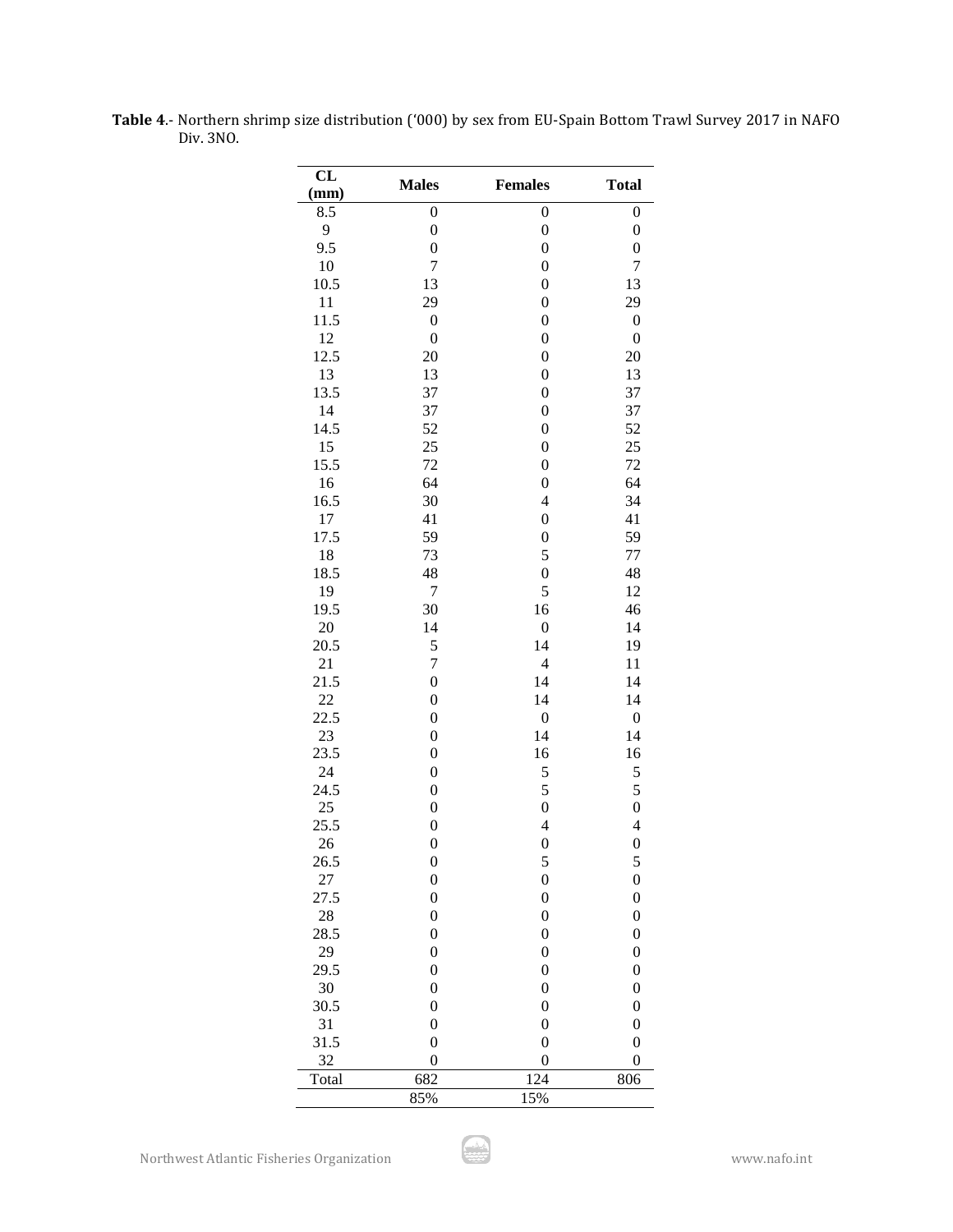**Table 4**.- Northern shrimp size distribution ('000) by sex from EU-Spain Bottom Trawl Survey 2017 in NAFO Div. 3NO.

| CL (mm) | Males | Females | Total |
|---|---|---|---|
| 8.5 | 0 | 0 | 0 |
| 9 | 0 | 0 | 0 |
| 9.5 | 0 | 0 | 0 |
| 10 | 7 | 0 | 7 |
| 10.5 | 13 | 0 | 13 |
| 11 | 29 | 0 | 29 |
| 11.5 | 0 | 0 | 0 |
| 12 | 0 | 0 | 0 |
| 12.5 | 20 | 0 | 20 |
| 13 | 13 | 0 | 13 |
| 13.5 | 37 | 0 | 37 |
| 14 | 37 | 0 | 37 |
| 14.5 | 52 | 0 | 52 |
| 15 | 25 | 0 | 25 |
| 15.5 | 72 | 0 | 72 |
| 16 | 64 | 0 | 64 |
| 16.5 | 30 | 4 | 34 |
| 17 | 41 | 0 | 41 |
| 17.5 | 59 | 0 | 59 |
| 18 | 73 | 5 | 77 |
| 18.5 | 48 | 0 | 48 |
| 19 | 7 | 5 | 12 |
| 19.5 | 30 | 16 | 46 |
| 20 | 14 | 0 | 14 |
| 20.5 | 5 | 14 | 19 |
| 21 | 7 | 4 | 11 |
| 21.5 | 0 | 14 | 14 |
| 22 | 0 | 14 | 14 |
| 22.5 | 0 | 0 | 0 |
| 23 | 0 | 14 | 14 |
| 23.5 | 0 | 16 | 16 |
| 24 | 0 | 5 | 5 |
| 24.5 | 0 | 5 | 5 |
| 25 | 0 | 0 | 0 |
| 25.5 | 0 | 4 | 4 |
| 26 | 0 | 0 | 0 |
| 26.5 | 0 | 5 | 5 |
| 27 | 0 | 0 | 0 |
| 27.5 | 0 | 0 | 0 |
| 28 | 0 | 0 | 0 |
| 28.5 | 0 | 0 | 0 |
| 29 | 0 | 0 | 0 |
| 29.5 | 0 | 0 | 0 |
| 30 | 0 | 0 | 0 |
| 30.5 | 0 | 0 | 0 |
| 31 | 0 | 0 | 0 |
| 31.5 | 0 | 0 | 0 |
| 32 | 0 | 0 | 0 |
| Total | 682 | 124 | 806 |
| | 85% | 15% | |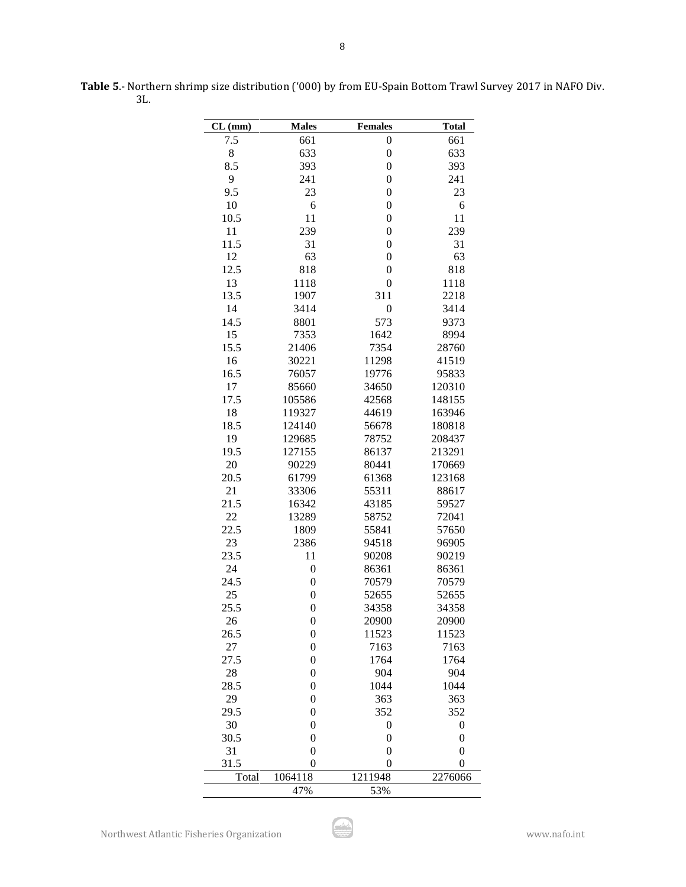**Table 5**.- Northern shrimp size distribution ('000) by from EU-Spain Bottom Trawl Survey 2017 in NAFO Div. 3L.

| CL (mm) | Males | Females | Total |
|---|---|---|---|
| 7.5 | 661 | 0 | 661 |
| 8 | 633 | 0 | 633 |
| 8.5 | 393 | 0 | 393 |
| 9 | 241 | 0 | 241 |
| 9.5 | 23 | 0 | 23 |
| 10 | 6 | 0 | 6 |
| 10.5 | 11 | 0 | 11 |
| 11 | 239 | 0 | 239 |
| 11.5 | 31 | 0 | 31 |
| 12 | 63 | 0 | 63 |
| 12.5 | 818 | 0 | 818 |
| 13 | 1118 | 0 | 1118 |
| 13.5 | 1907 | 311 | 2218 |
| 14 | 3414 | 0 | 3414 |
| 14.5 | 8801 | 573 | 9373 |
| 15 | 7353 | 1642 | 8994 |
| 15.5 | 21406 | 7354 | 28760 |
| 16 | 30221 | 11298 | 41519 |
| 16.5 | 76057 | 19776 | 95833 |
| 17 | 85660 | 34650 | 120310 |
| 17.5 | 105586 | 42568 | 148155 |
| 18 | 119327 | 44619 | 163946 |
| 18.5 | 124140 | 56678 | 180818 |
| 19 | 129685 | 78752 | 208437 |
| 19.5 | 127155 | 86137 | 213291 |
| 20 | 90229 | 80441 | 170669 |
| 20.5 | 61799 | 61368 | 123168 |
| 21 | 33306 | 55311 | 88617 |
| 21.5 | 16342 | 43185 | 59527 |
| 22 | 13289 | 58752 | 72041 |
| 22.5 | 1809 | 55841 | 57650 |
| 23 | 2386 | 94518 | 96905 |
| 23.5 | 11 | 90208 | 90219 |
| 24 | 0 | 86361 | 86361 |
| 24.5 | 0 | 70579 | 70579 |
| 25 | 0 | 52655 | 52655 |
| 25.5 | 0 | 34358 | 34358 |
| 26 | 0 | 20900 | 20900 |
| 26.5 | 0 | 11523 | 11523 |
| 27 | 0 | 7163 | 7163 |
| 27.5 | 0 | 1764 | 1764 |
| 28 | 0 | 904 | 904 |
| 28.5 | 0 | 1044 | 1044 |
| 29 | 0 | 363 | 363 |
| 29.5 | 0 | 352 | 352 |
| 30 | 0 | 0 | 0 |
| 30.5 | 0 | 0 | 0 |
| 31 | 0 | 0 | 0 |
| 31.5 | 0 | 0 | 0 |
| Total | 1064118 | 1211948 | 2276066 |
| | 47% | 53% | |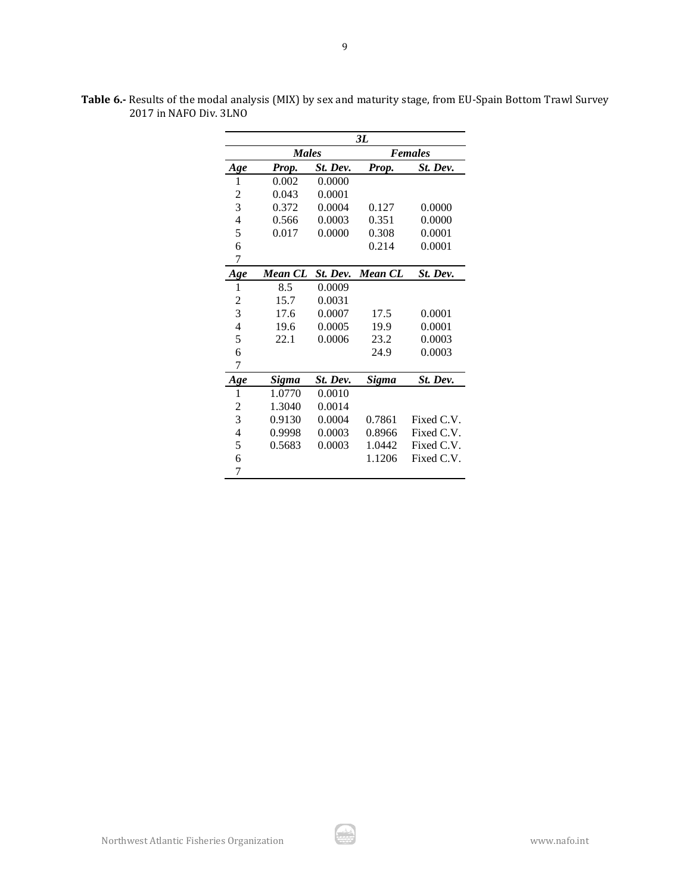**Table 6.-** Results of the modal analysis (MIX) by sex and maturity stage, from EU-Spain Bottom Trawl Survey 2017 in NAFO Div. 3LNO

| | ***3L*** | | | |
|---|---|---|---|---|
| | ***Males*** | | ***Females*** | |
| ***Age*** | ***Prop.*** | ***St. Dev.*** | ***Prop.*** | ***St. Dev.*** |
| 1 | 0.002 | 0.0000 | | |
| 2 | 0.043 | 0.0001 | | |
| 3 | 0.372 | 0.0004 | 0.127 | 0.0000 |
| 4 | 0.566 | 0.0003 | 0.351 | 0.0000 |
| 5 | 0.017 | 0.0000 | 0.308 | 0.0001 |
| 6 | | | 0.214 | 0.0001 |
| 7 | | | | |
| ***Age*** | ***Mean CL*** | ***St. Dev.*** | ***Mean CL*** | ***St. Dev.*** |
| 1 | 8.5 | 0.0009 | | |
| 2 | 15.7 | 0.0031 | | |
| 3 | 17.6 | 0.0007 | 17.5 | 0.0001 |
| 4 | 19.6 | 0.0005 | 19.9 | 0.0001 |
| 5 | 22.1 | 0.0006 | 23.2 | 0.0003 |
| 6 | | | 24.9 | 0.0003 |
| 7 | | | | |
| ***Age*** | ***Sigma*** | ***St. Dev.*** | ***Sigma*** | ***St. Dev.*** |
| 1 | 1.0770 | 0.0010 | | |
| 2 | 1.3040 | 0.0014 | | |
| 3 | 0.9130 | 0.0004 | 0.7861 | Fixed C.V. |
| 4 | 0.9998 | 0.0003 | 0.8966 | Fixed C.V. |
| 5 | 0.5683 | 0.0003 | 1.0442 | Fixed C.V. |
| 6 | | | 1.1206 | Fixed C.V. |
| 7 | | | | |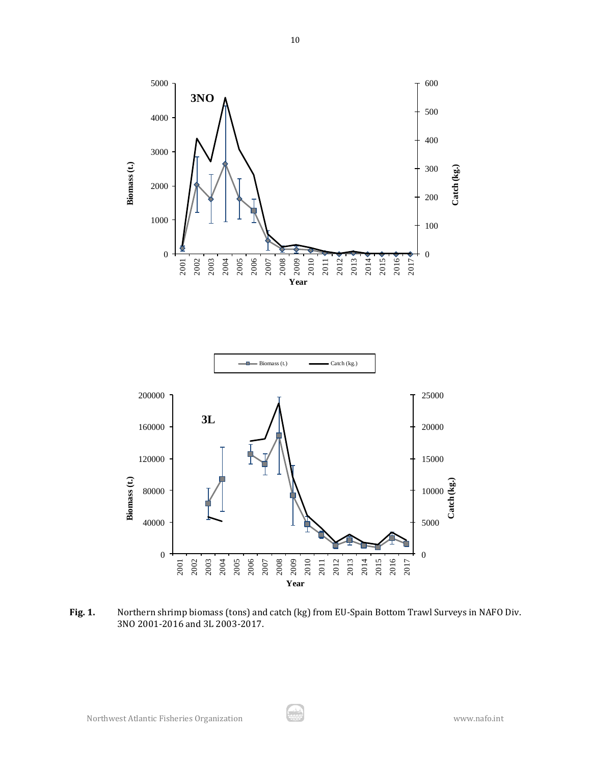**Fig. 1.** Northern shrimp biomass (tons) and catch (kg) from EU-Spain Bottom Trawl Surveys in NAFO Div. 3NO 2001-2016 and 3L 2003-2017.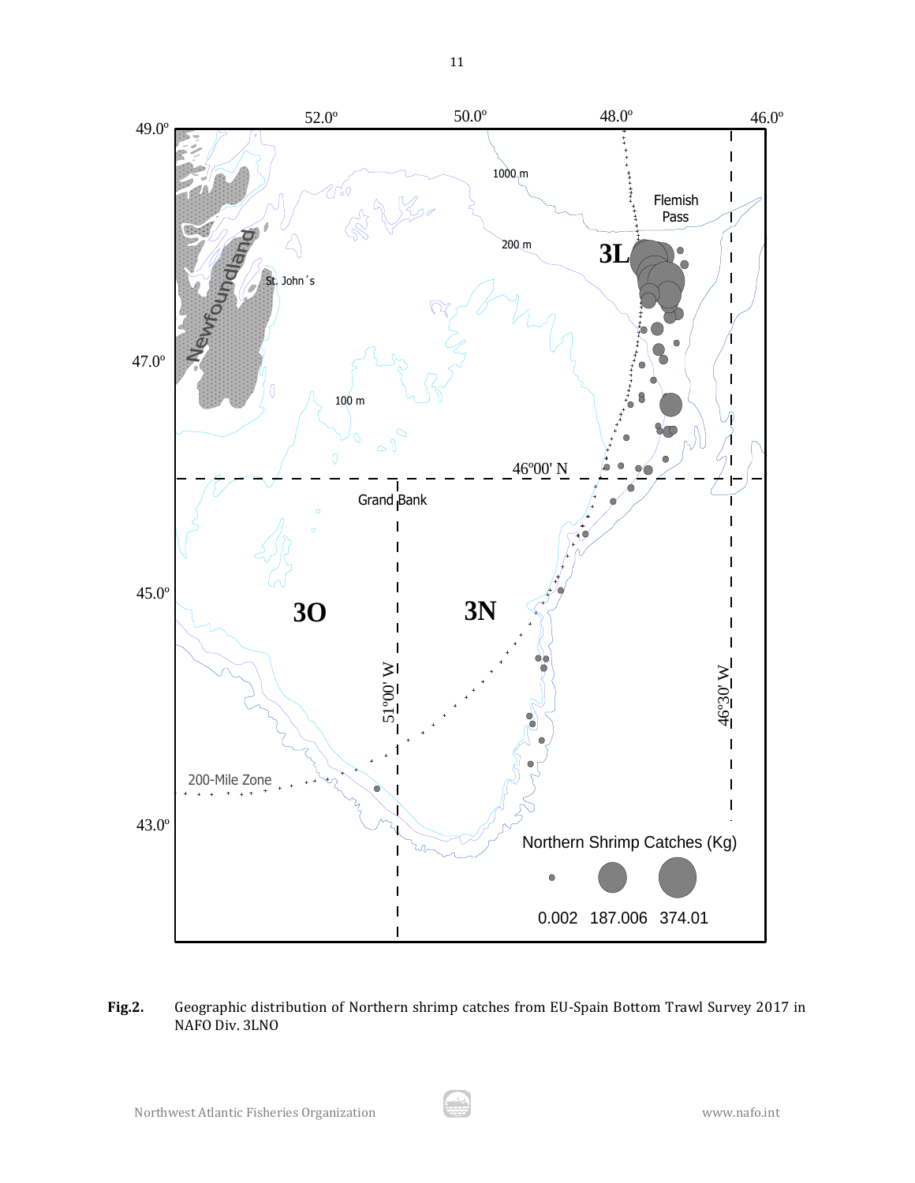**Fig.2.** Geographic distribution of Northern shrimp catches from EU-Spain Bottom Trawl Survey 2017 in NAFO Div. 3LNO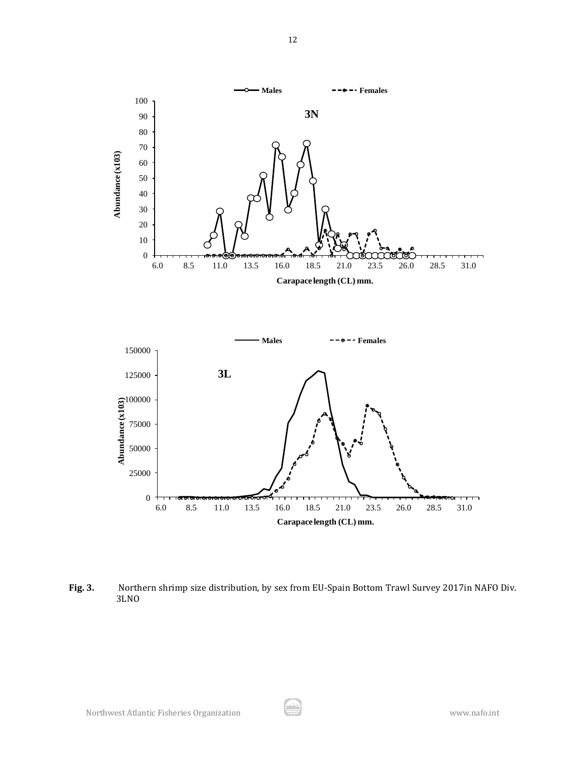Males
Females

3N

100
90
80
70
60
50
40
30
20
10
0

Abundance (x103)

6.0 8.5 11.0 13.5 16.0 18.5 21.0 23.5 26.0 28.5 31.0

Carapace length (CL) mm.

Males
Females

3L

150000
125000
100000
75000
50000
25000
0

Abundance (x103)

6.0 8.5 11.0 13.5 16.0 18.5 21.0 23.5 26.0 28.5 31.0

Carapace length (CL) mm.

**Fig. 3.** Northern shrimp size distribution, by sex from EU-Spain Bottom Trawl Survey 2017in NAFO Div. 3LNO